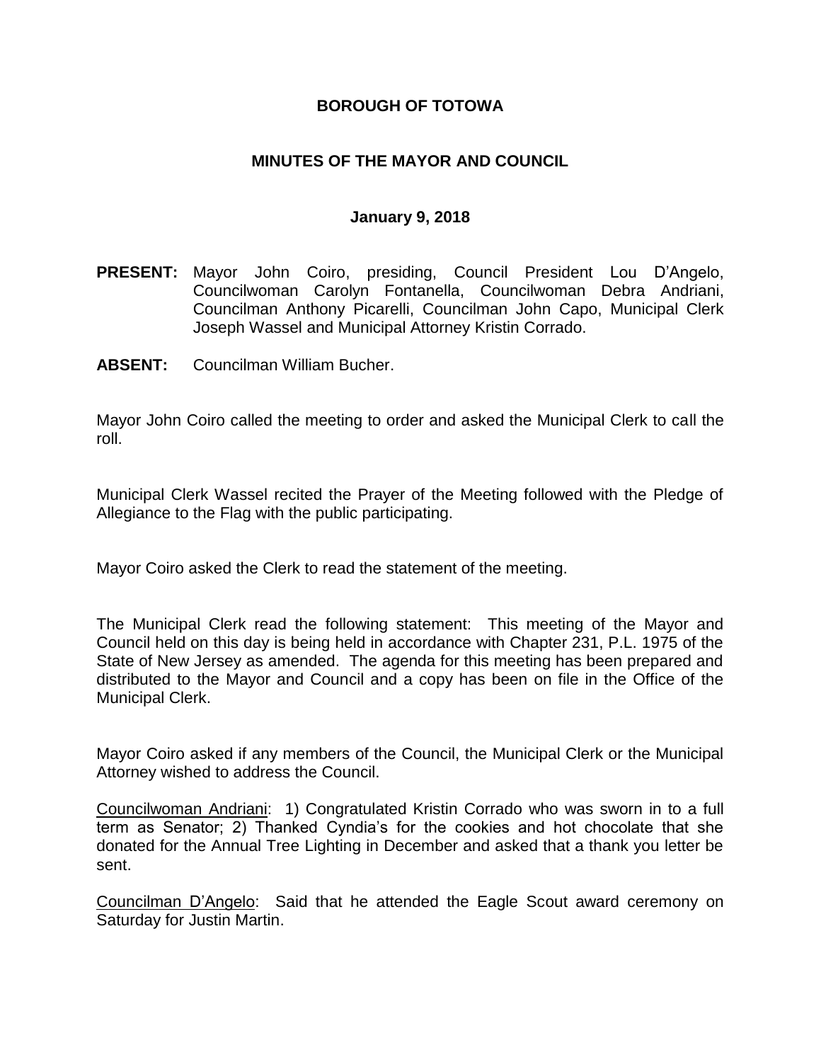# BOROUGH OF TOTOWA

## MINUTES OF THE MAYOR AND COUNCIL

### January 9, 2018

**PRESENT:** Mayor John Coiro, presiding, Council President Lou D'Angelo, Councilwoman Carolyn Fontanella, Councilwoman Debra Andriani, Councilman Anthony Picarelli, Councilman John Capo, Municipal Clerk Joseph Wassel and Municipal Attorney Kristin Corrado.

**ABSENT:** Councilman William Bucher.

Mayor John Coiro called the meeting to order and asked the Municipal Clerk to call the roll.

Municipal Clerk Wassel recited the Prayer of the Meeting followed with the Pledge of Allegiance to the Flag with the public participating.

Mayor Coiro asked the Clerk to read the statement of the meeting.

The Municipal Clerk read the following statement: This meeting of the Mayor and Council held on this day is being held in accordance with Chapter 231, P.L. 1975 of the State of New Jersey as amended. The agenda for this meeting has been prepared and distributed to the Mayor and Council and a copy has been on file in the Office of the Municipal Clerk.

Mayor Coiro asked if any members of the Council, the Municipal Clerk or the Municipal Attorney wished to address the Council.

Councilwoman Andriani: 1) Congratulated Kristin Corrado who was sworn in to a full term as Senator; 2) Thanked Cyndia's for the cookies and hot chocolate that she donated for the Annual Tree Lighting in December and asked that a thank you letter be sent.

Councilman D'Angelo: Said that he attended the Eagle Scout award ceremony on Saturday for Justin Martin.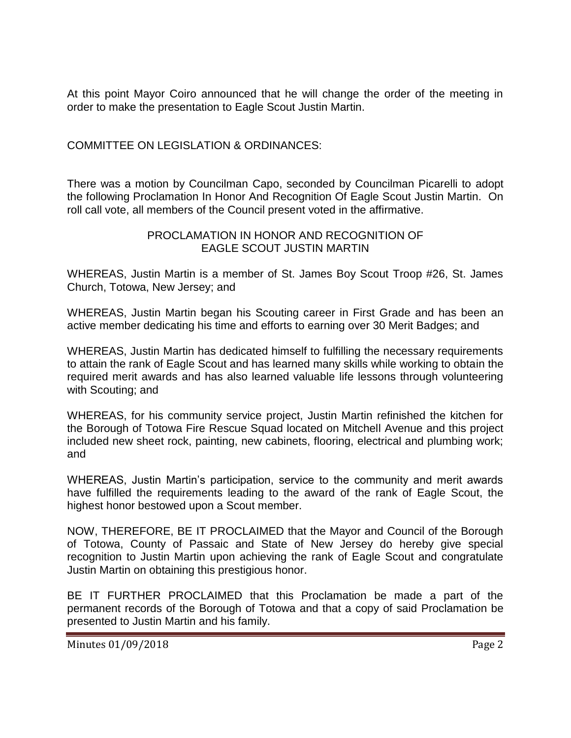At this point Mayor Coiro announced that he will change the order of the meeting in order to make the presentation to Eagle Scout Justin Martin.

COMMITTEE ON LEGISLATION & ORDINANCES:

There was a motion by Councilman Capo, seconded by Councilman Picarelli to adopt the following Proclamation In Honor And Recognition Of Eagle Scout Justin Martin. On roll call vote, all members of the Council present voted in the affirmative.

PROCLAMATION IN HONOR AND RECOGNITION OF EAGLE SCOUT JUSTIN MARTIN

WHEREAS, Justin Martin is a member of St. James Boy Scout Troop #26, St. James Church, Totowa, New Jersey; and

WHEREAS, Justin Martin began his Scouting career in First Grade and has been an active member dedicating his time and efforts to earning over 30 Merit Badges; and

WHEREAS, Justin Martin has dedicated himself to fulfilling the necessary requirements to attain the rank of Eagle Scout and has learned many skills while working to obtain the required merit awards and has also learned valuable life lessons through volunteering with Scouting; and

WHEREAS, for his community service project, Justin Martin refinished the kitchen for the Borough of Totowa Fire Rescue Squad located on Mitchell Avenue and this project included new sheet rock, painting, new cabinets, flooring, electrical and plumbing work; and

WHEREAS, Justin Martin's participation, service to the community and merit awards have fulfilled the requirements leading to the award of the rank of Eagle Scout, the highest honor bestowed upon a Scout member.

NOW, THEREFORE, BE IT PROCLAIMED that the Mayor and Council of the Borough of Totowa, County of Passaic and State of New Jersey do hereby give special recognition to Justin Martin upon achieving the rank of Eagle Scout and congratulate Justin Martin on obtaining this prestigious honor.

BE IT FURTHER PROCLAIMED that this Proclamation be made a part of the permanent records of the Borough of Totowa and that a copy of said Proclamation be presented to Justin Martin and his family.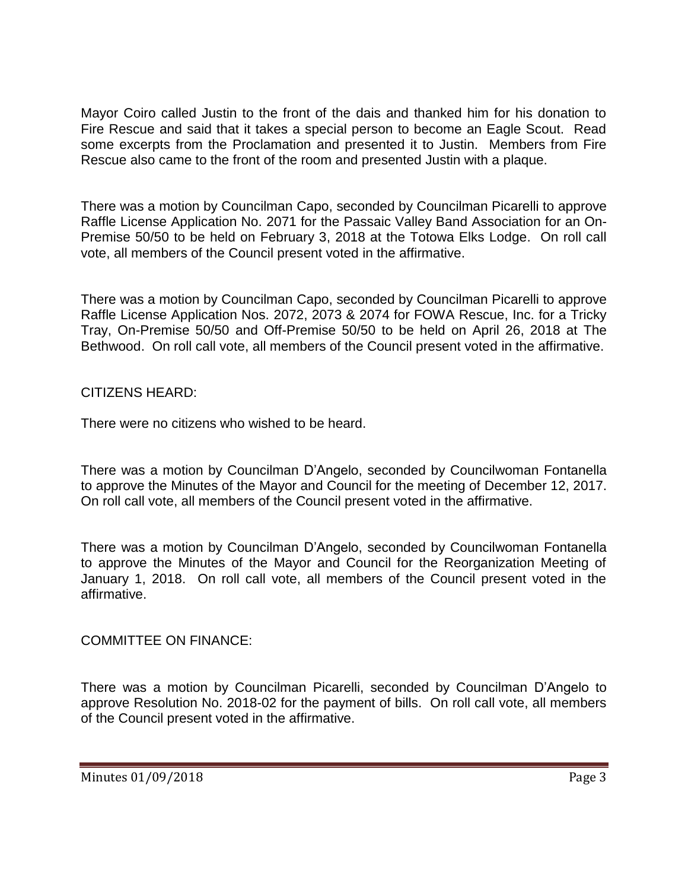Mayor Coiro called Justin to the front of the dais and thanked him for his donation to Fire Rescue and said that it takes a special person to become an Eagle Scout. Read some excerpts from the Proclamation and presented it to Justin. Members from Fire Rescue also came to the front of the room and presented Justin with a plaque.

There was a motion by Councilman Capo, seconded by Councilman Picarelli to approve Raffle License Application No. 2071 for the Passaic Valley Band Association for an On-Premise 50/50 to be held on February 3, 2018 at the Totowa Elks Lodge. On roll call vote, all members of the Council present voted in the affirmative.

There was a motion by Councilman Capo, seconded by Councilman Picarelli to approve Raffle License Application Nos. 2072, 2073 & 2074 for FOWA Rescue, Inc. for a Tricky Tray, On-Premise 50/50 and Off-Premise 50/50 to be held on April 26, 2018 at The Bethwood. On roll call vote, all members of the Council present voted in the affirmative.

CITIZENS HEARD:

There were no citizens who wished to be heard.

There was a motion by Councilman D'Angelo, seconded by Councilwoman Fontanella to approve the Minutes of the Mayor and Council for the meeting of December 12, 2017. On roll call vote, all members of the Council present voted in the affirmative.

There was a motion by Councilman D'Angelo, seconded by Councilwoman Fontanella to approve the Minutes of the Mayor and Council for the Reorganization Meeting of January 1, 2018. On roll call vote, all members of the Council present voted in the affirmative.

COMMITTEE ON FINANCE:

There was a motion by Councilman Picarelli, seconded by Councilman D'Angelo to approve Resolution No. 2018-02 for the payment of bills. On roll call vote, all members of the Council present voted in the affirmative.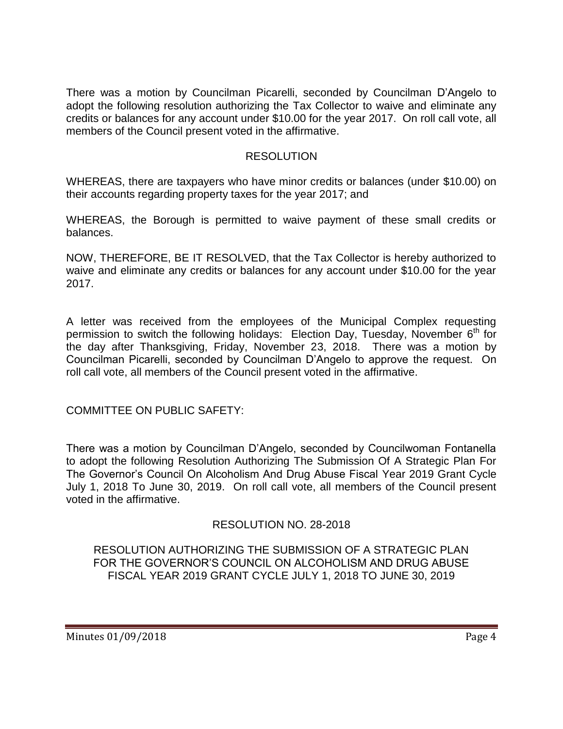There was a motion by Councilman Picarelli, seconded by Councilman D'Angelo to adopt the following resolution authorizing the Tax Collector to waive and eliminate any credits or balances for any account under $10.00 for the year 2017. On roll call vote, all members of the Council present voted in the affirmative.

RESOLUTION

WHEREAS, there are taxpayers who have minor credits or balances (under $10.00) on their accounts regarding property taxes for the year 2017; and

WHEREAS, the Borough is permitted to waive payment of these small credits or balances.

NOW, THEREFORE, BE IT RESOLVED, that the Tax Collector is hereby authorized to waive and eliminate any credits or balances for any account under $10.00 for the year 2017.

A letter was received from the employees of the Municipal Complex requesting permission to switch the following holidays: Election Day, Tuesday, November 6th for the day after Thanksgiving, Friday, November 23, 2018. There was a motion by Councilman Picarelli, seconded by Councilman D'Angelo to approve the request. On roll call vote, all members of the Council present voted in the affirmative.

COMMITTEE ON PUBLIC SAFETY:

There was a motion by Councilman D'Angelo, seconded by Councilwoman Fontanella to adopt the following Resolution Authorizing The Submission Of A Strategic Plan For The Governor's Council On Alcoholism And Drug Abuse Fiscal Year 2019 Grant Cycle July 1, 2018 To June 30, 2019. On roll call vote, all members of the Council present voted in the affirmative.

RESOLUTION NO. 28-2018

RESOLUTION AUTHORIZING THE SUBMISSION OF A STRATEGIC PLAN FOR THE GOVERNOR'S COUNCIL ON ALCOHOLISM AND DRUG ABUSE FISCAL YEAR 2019 GRANT CYCLE JULY 1, 2018 TO JUNE 30, 2019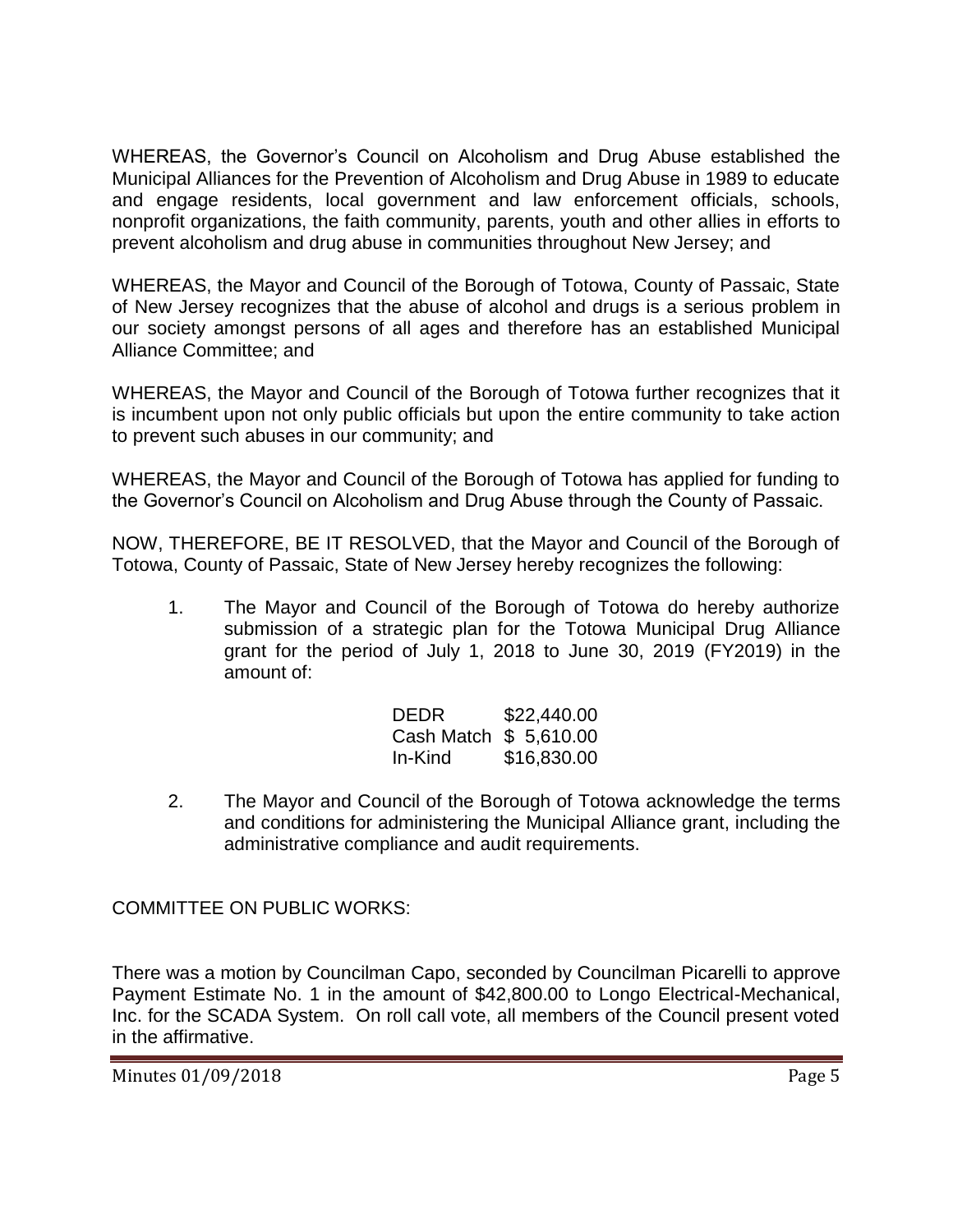WHEREAS, the Governor's Council on Alcoholism and Drug Abuse established the Municipal Alliances for the Prevention of Alcoholism and Drug Abuse in 1989 to educate and engage residents, local government and law enforcement officials, schools, nonprofit organizations, the faith community, parents, youth and other allies in efforts to prevent alcoholism and drug abuse in communities throughout New Jersey; and

WHEREAS, the Mayor and Council of the Borough of Totowa, County of Passaic, State of New Jersey recognizes that the abuse of alcohol and drugs is a serious problem in our society amongst persons of all ages and therefore has an established Municipal Alliance Committee; and

WHEREAS, the Mayor and Council of the Borough of Totowa further recognizes that it is incumbent upon not only public officials but upon the entire community to take action to prevent such abuses in our community; and

WHEREAS, the Mayor and Council of the Borough of Totowa has applied for funding to the Governor's Council on Alcoholism and Drug Abuse through the County of Passaic.

NOW, THEREFORE, BE IT RESOLVED, that the Mayor and Council of the Borough of Totowa, County of Passaic, State of New Jersey hereby recognizes the following:

1. The Mayor and Council of the Borough of Totowa do hereby authorize submission of a strategic plan for the Totowa Municipal Drug Alliance grant for the period of July 1, 2018 to June 30, 2019 (FY2019) in the amount of:

| | |
|---|---|
| DEDR | $22,440.00 |
| Cash Match | $ 5,610.00 |
| In-Kind | $16,830.00 |

2. The Mayor and Council of the Borough of Totowa acknowledge the terms and conditions for administering the Municipal Alliance grant, including the administrative compliance and audit requirements.

COMMITTEE ON PUBLIC WORKS:

There was a motion by Councilman Capo, seconded by Councilman Picarelli to approve Payment Estimate No. 1 in the amount of $42,800.00 to Longo Electrical-Mechanical, Inc. for the SCADA System. On roll call vote, all members of the Council present voted in the affirmative.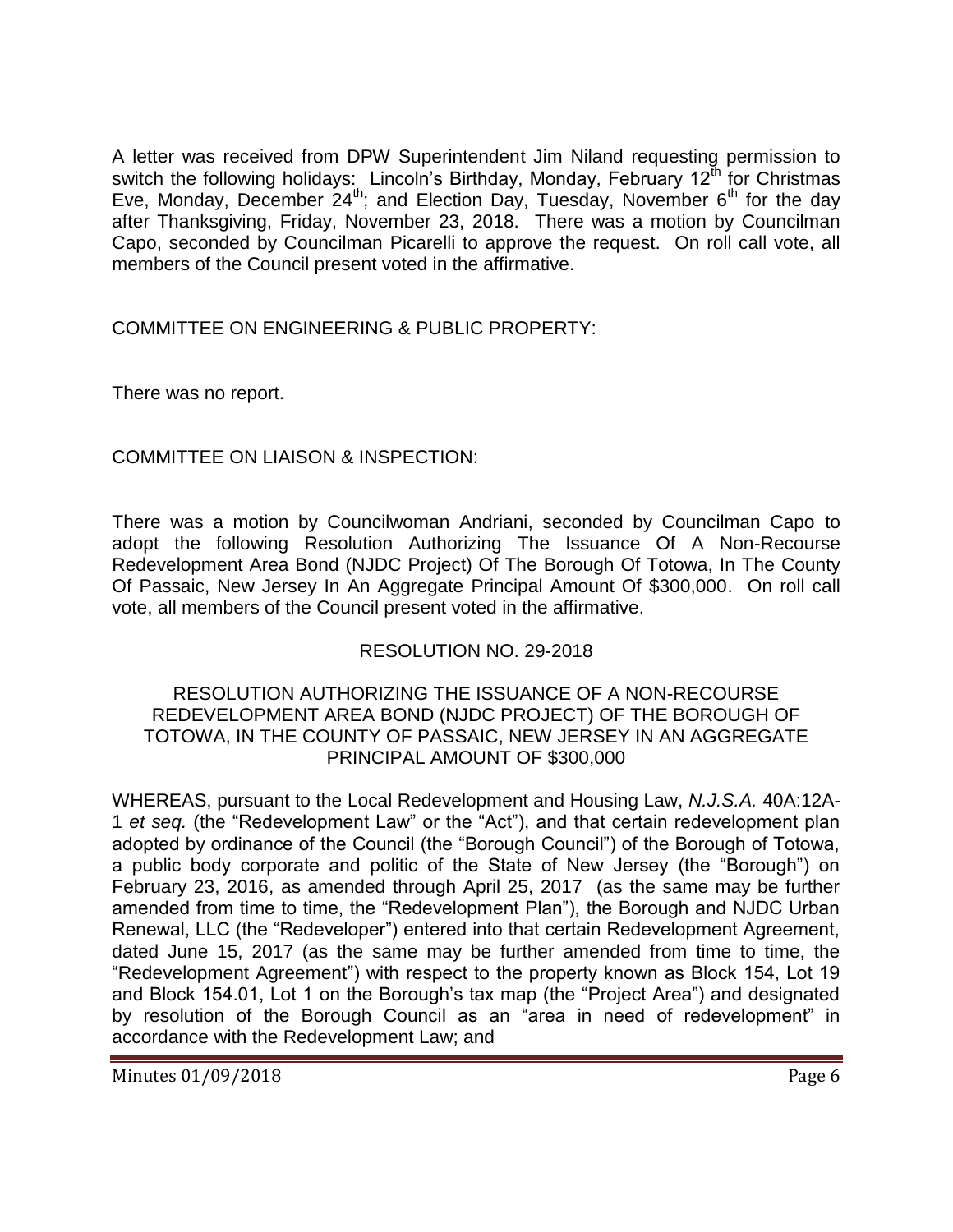A letter was received from DPW Superintendent Jim Niland requesting permission to switch the following holidays: Lincoln's Birthday, Monday, February 12th for Christmas Eve, Monday, December 24th; and Election Day, Tuesday, November 6th for the day after Thanksgiving, Friday, November 23, 2018. There was a motion by Councilman Capo, seconded by Councilman Picarelli to approve the request. On roll call vote, all members of the Council present voted in the affirmative.

COMMITTEE ON ENGINEERING & PUBLIC PROPERTY:

There was no report.

COMMITTEE ON LIAISON & INSPECTION:

There was a motion by Councilwoman Andriani, seconded by Councilman Capo to adopt the following Resolution Authorizing The Issuance Of A Non-Recourse Redevelopment Area Bond (NJDC Project) Of The Borough Of Totowa, In The County Of Passaic, New Jersey In An Aggregate Principal Amount Of $300,000. On roll call vote, all members of the Council present voted in the affirmative.

RESOLUTION NO. 29-2018

RESOLUTION AUTHORIZING THE ISSUANCE OF A NON-RECOURSE REDEVELOPMENT AREA BOND (NJDC PROJECT) OF THE BOROUGH OF TOTOWA, IN THE COUNTY OF PASSAIC, NEW JERSEY IN AN AGGREGATE PRINCIPAL AMOUNT OF $300,000

WHEREAS, pursuant to the Local Redevelopment and Housing Law, *N.J.S.A.* 40A:12A-1 *et seq.* (the "Redevelopment Law" or the "Act"), and that certain redevelopment plan adopted by ordinance of the Council (the "Borough Council") of the Borough of Totowa, a public body corporate and politic of the State of New Jersey (the "Borough") on February 23, 2016, as amended through April 25, 2017 (as the same may be further amended from time to time, the "Redevelopment Plan"), the Borough and NJDC Urban Renewal, LLC (the "Redeveloper") entered into that certain Redevelopment Agreement, dated June 15, 2017 (as the same may be further amended from time to time, the "Redevelopment Agreement") with respect to the property known as Block 154, Lot 19 and Block 154.01, Lot 1 on the Borough's tax map (the "Project Area") and designated by resolution of the Borough Council as an "area in need of redevelopment" in accordance with the Redevelopment Law; and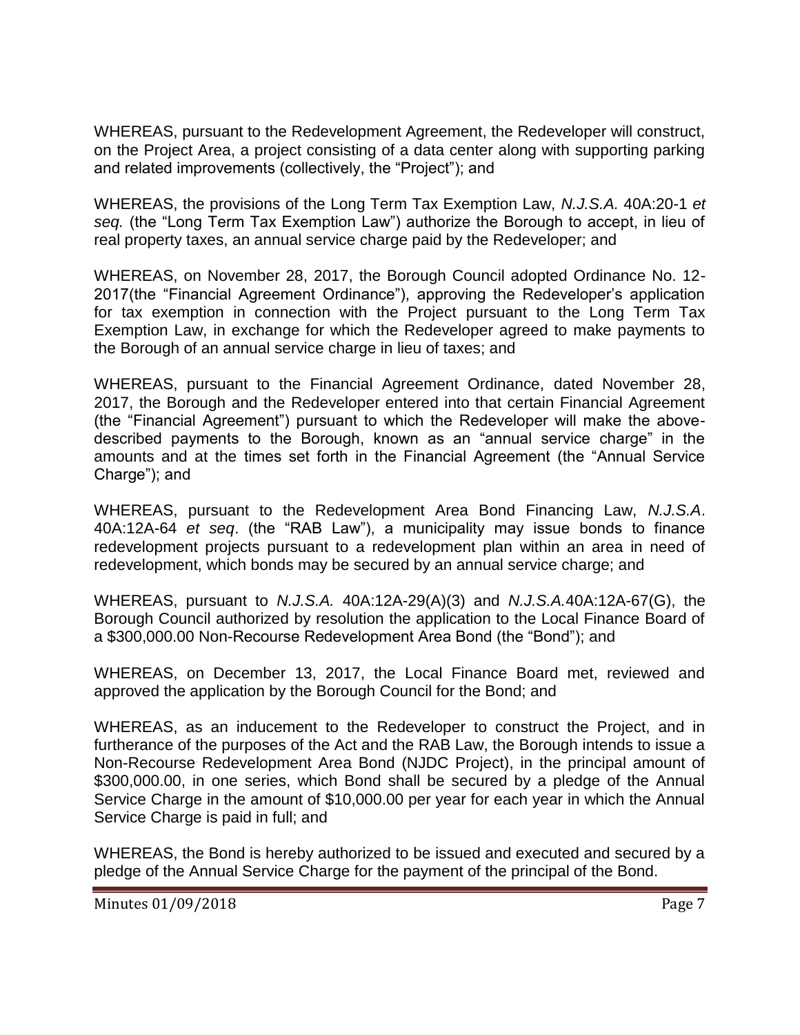WHEREAS, pursuant to the Redevelopment Agreement, the Redeveloper will construct, on the Project Area, a project consisting of a data center along with supporting parking and related improvements (collectively, the "Project"); and

WHEREAS, the provisions of the Long Term Tax Exemption Law, *N.J.S.A.* 40A:20-1 *et seq.* (the "Long Term Tax Exemption Law") authorize the Borough to accept, in lieu of real property taxes, an annual service charge paid by the Redeveloper; and

WHEREAS, on November 28, 2017, the Borough Council adopted Ordinance No. 12-2017(the "Financial Agreement Ordinance"), approving the Redeveloper's application for tax exemption in connection with the Project pursuant to the Long Term Tax Exemption Law, in exchange for which the Redeveloper agreed to make payments to the Borough of an annual service charge in lieu of taxes; and

WHEREAS, pursuant to the Financial Agreement Ordinance, dated November 28, 2017, the Borough and the Redeveloper entered into that certain Financial Agreement (the "Financial Agreement") pursuant to which the Redeveloper will make the above-described payments to the Borough, known as an "annual service charge" in the amounts and at the times set forth in the Financial Agreement (the "Annual Service Charge"); and

WHEREAS, pursuant to the Redevelopment Area Bond Financing Law, *N.J.S.A*. 40A:12A-64 *et seq*. (the "RAB Law"), a municipality may issue bonds to finance redevelopment projects pursuant to a redevelopment plan within an area in need of redevelopment, which bonds may be secured by an annual service charge; and

WHEREAS, pursuant to *N.J.S.A.* 40A:12A-29(A)(3) and *N.J.S.A.*40A:12A-67(G), the Borough Council authorized by resolution the application to the Local Finance Board of a $300,000.00 Non-Recourse Redevelopment Area Bond (the "Bond"); and

WHEREAS, on December 13, 2017, the Local Finance Board met, reviewed and approved the application by the Borough Council for the Bond; and

WHEREAS, as an inducement to the Redeveloper to construct the Project, and in furtherance of the purposes of the Act and the RAB Law, the Borough intends to issue a Non-Recourse Redevelopment Area Bond (NJDC Project), in the principal amount of $300,000.00, in one series, which Bond shall be secured by a pledge of the Annual Service Charge in the amount of $10,000.00 per year for each year in which the Annual Service Charge is paid in full; and

WHEREAS, the Bond is hereby authorized to be issued and executed and secured by a pledge of the Annual Service Charge for the payment of the principal of the Bond.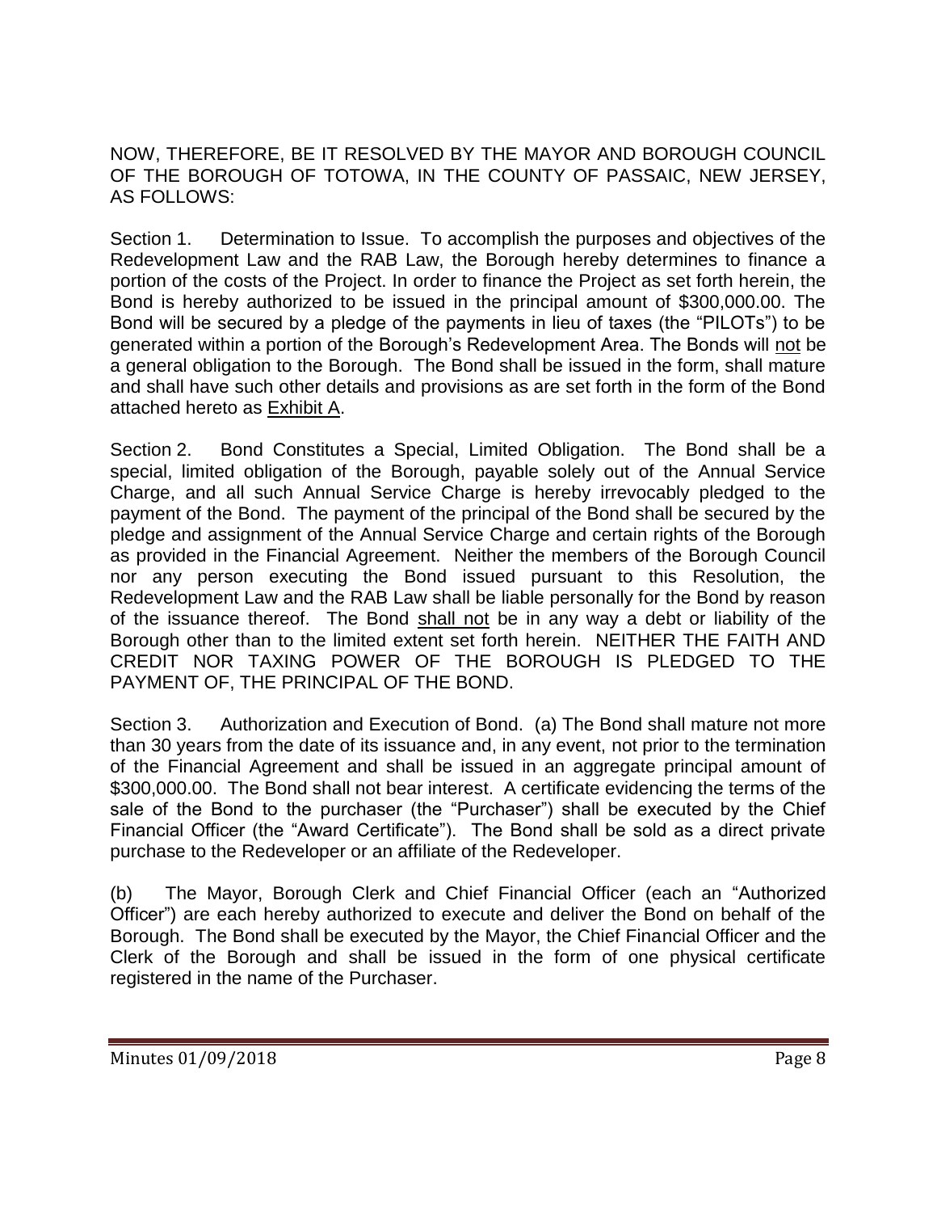NOW, THEREFORE, BE IT RESOLVED BY THE MAYOR AND BOROUGH COUNCIL OF THE BOROUGH OF TOTOWA, IN THE COUNTY OF PASSAIC, NEW JERSEY, AS FOLLOWS:

Section 1. Determination to Issue. To accomplish the purposes and objectives of the Redevelopment Law and the RAB Law, the Borough hereby determines to finance a portion of the costs of the Project. In order to finance the Project as set forth herein, the Bond is hereby authorized to be issued in the principal amount of $300,000.00. The Bond will be secured by a pledge of the payments in lieu of taxes (the "PILOTs") to be generated within a portion of the Borough's Redevelopment Area. The Bonds will not be a general obligation to the Borough. The Bond shall be issued in the form, shall mature and shall have such other details and provisions as are set forth in the form of the Bond attached hereto as Exhibit A.

Section 2. Bond Constitutes a Special, Limited Obligation. The Bond shall be a special, limited obligation of the Borough, payable solely out of the Annual Service Charge, and all such Annual Service Charge is hereby irrevocably pledged to the payment of the Bond. The payment of the principal of the Bond shall be secured by the pledge and assignment of the Annual Service Charge and certain rights of the Borough as provided in the Financial Agreement. Neither the members of the Borough Council nor any person executing the Bond issued pursuant to this Resolution, the Redevelopment Law and the RAB Law shall be liable personally for the Bond by reason of the issuance thereof. The Bond shall not be in any way a debt or liability of the Borough other than to the limited extent set forth herein. NEITHER THE FAITH AND CREDIT NOR TAXING POWER OF THE BOROUGH IS PLEDGED TO THE PAYMENT OF, THE PRINCIPAL OF THE BOND.

Section 3. Authorization and Execution of Bond. (a) The Bond shall mature not more than 30 years from the date of its issuance and, in any event, not prior to the termination of the Financial Agreement and shall be issued in an aggregate principal amount of $300,000.00. The Bond shall not bear interest. A certificate evidencing the terms of the sale of the Bond to the purchaser (the "Purchaser") shall be executed by the Chief Financial Officer (the "Award Certificate"). The Bond shall be sold as a direct private purchase to the Redeveloper or an affiliate of the Redeveloper.

(b) The Mayor, Borough Clerk and Chief Financial Officer (each an "Authorized Officer") are each hereby authorized to execute and deliver the Bond on behalf of the Borough. The Bond shall be executed by the Mayor, the Chief Financial Officer and the Clerk of the Borough and shall be issued in the form of one physical certificate registered in the name of the Purchaser.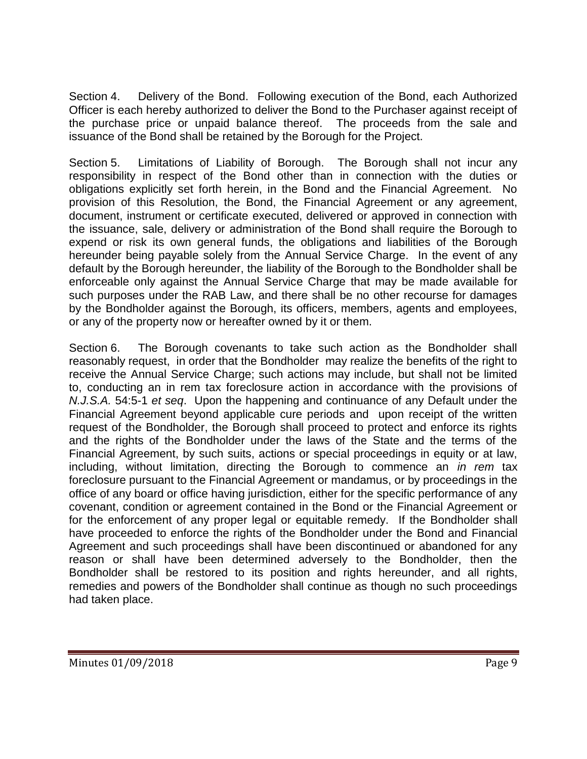Section 4. Delivery of the Bond. Following execution of the Bond, each Authorized Officer is each hereby authorized to deliver the Bond to the Purchaser against receipt of the purchase price or unpaid balance thereof. The proceeds from the sale and issuance of the Bond shall be retained by the Borough for the Project.

Section 5. Limitations of Liability of Borough. The Borough shall not incur any responsibility in respect of the Bond other than in connection with the duties or obligations explicitly set forth herein, in the Bond and the Financial Agreement. No provision of this Resolution, the Bond, the Financial Agreement or any agreement, document, instrument or certificate executed, delivered or approved in connection with the issuance, sale, delivery or administration of the Bond shall require the Borough to expend or risk its own general funds, the obligations and liabilities of the Borough hereunder being payable solely from the Annual Service Charge. In the event of any default by the Borough hereunder, the liability of the Borough to the Bondholder shall be enforceable only against the Annual Service Charge that may be made available for such purposes under the RAB Law, and there shall be no other recourse for damages by the Bondholder against the Borough, its officers, members, agents and employees, or any of the property now or hereafter owned by it or them.

Section 6. The Borough covenants to take such action as the Bondholder shall reasonably request, in order that the Bondholder may realize the benefits of the right to receive the Annual Service Charge; such actions may include, but shall not be limited to, conducting an in rem tax foreclosure action in accordance with the provisions of *N.J.S.A.* 54:5-1 *et seq*. Upon the happening and continuance of any Default under the Financial Agreement beyond applicable cure periods and upon receipt of the written request of the Bondholder, the Borough shall proceed to protect and enforce its rights and the rights of the Bondholder under the laws of the State and the terms of the Financial Agreement, by such suits, actions or special proceedings in equity or at law, including, without limitation, directing the Borough to commence an *in rem* tax foreclosure pursuant to the Financial Agreement or mandamus, or by proceedings in the office of any board or office having jurisdiction, either for the specific performance of any covenant, condition or agreement contained in the Bond or the Financial Agreement or for the enforcement of any proper legal or equitable remedy. If the Bondholder shall have proceeded to enforce the rights of the Bondholder under the Bond and Financial Agreement and such proceedings shall have been discontinued or abandoned for any reason or shall have been determined adversely to the Bondholder, then the Bondholder shall be restored to its position and rights hereunder, and all rights, remedies and powers of the Bondholder shall continue as though no such proceedings had taken place.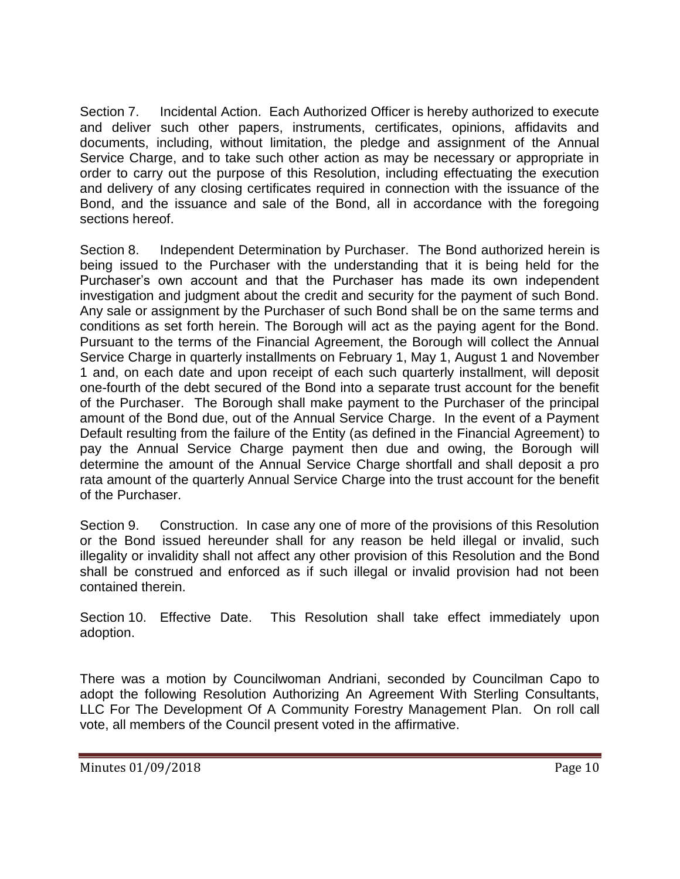Section 7. Incidental Action. Each Authorized Officer is hereby authorized to execute and deliver such other papers, instruments, certificates, opinions, affidavits and documents, including, without limitation, the pledge and assignment of the Annual Service Charge, and to take such other action as may be necessary or appropriate in order to carry out the purpose of this Resolution, including effectuating the execution and delivery of any closing certificates required in connection with the issuance of the Bond, and the issuance and sale of the Bond, all in accordance with the foregoing sections hereof.

Section 8. Independent Determination by Purchaser. The Bond authorized herein is being issued to the Purchaser with the understanding that it is being held for the Purchaser's own account and that the Purchaser has made its own independent investigation and judgment about the credit and security for the payment of such Bond. Any sale or assignment by the Purchaser of such Bond shall be on the same terms and conditions as set forth herein. The Borough will act as the paying agent for the Bond. Pursuant to the terms of the Financial Agreement, the Borough will collect the Annual Service Charge in quarterly installments on February 1, May 1, August 1 and November 1 and, on each date and upon receipt of each such quarterly installment, will deposit one-fourth of the debt secured of the Bond into a separate trust account for the benefit of the Purchaser. The Borough shall make payment to the Purchaser of the principal amount of the Bond due, out of the Annual Service Charge. In the event of a Payment Default resulting from the failure of the Entity (as defined in the Financial Agreement) to pay the Annual Service Charge payment then due and owing, the Borough will determine the amount of the Annual Service Charge shortfall and shall deposit a pro rata amount of the quarterly Annual Service Charge into the trust account for the benefit of the Purchaser.

Section 9. Construction. In case any one of more of the provisions of this Resolution or the Bond issued hereunder shall for any reason be held illegal or invalid, such illegality or invalidity shall not affect any other provision of this Resolution and the Bond shall be construed and enforced as if such illegal or invalid provision had not been contained therein.

Section 10. Effective Date. This Resolution shall take effect immediately upon adoption.

There was a motion by Councilwoman Andriani, seconded by Councilman Capo to adopt the following Resolution Authorizing An Agreement With Sterling Consultants, LLC For The Development Of A Community Forestry Management Plan. On roll call vote, all members of the Council present voted in the affirmative.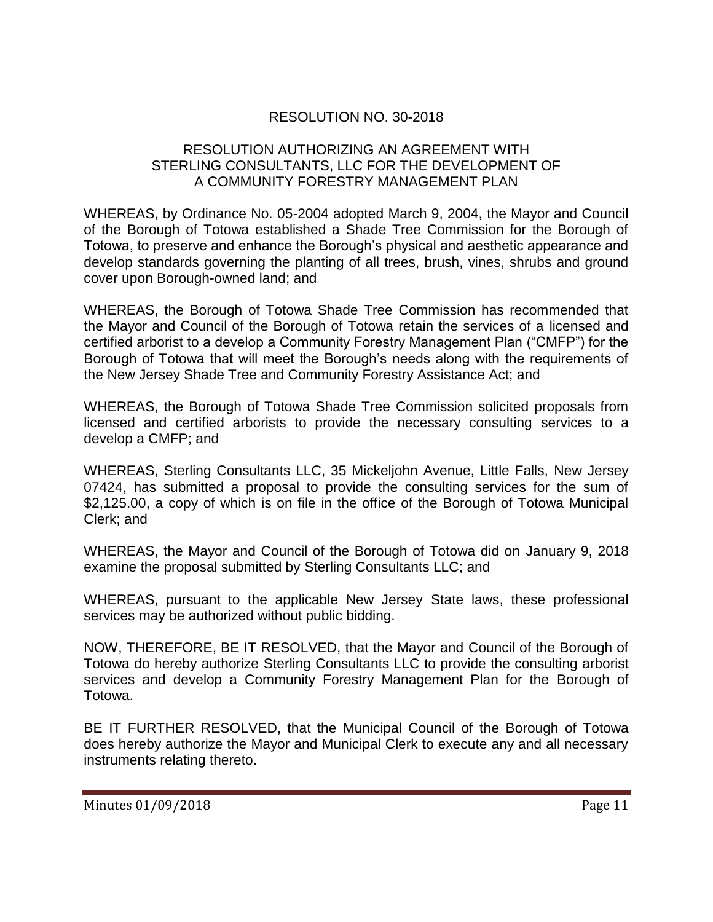## RESOLUTION NO. 30-2018

### RESOLUTION AUTHORIZING AN AGREEMENT WITH STERLING CONSULTANTS, LLC FOR THE DEVELOPMENT OF A COMMUNITY FORESTRY MANAGEMENT PLAN

WHEREAS, by Ordinance No. 05-2004 adopted March 9, 2004, the Mayor and Council of the Borough of Totowa established a Shade Tree Commission for the Borough of Totowa, to preserve and enhance the Borough's physical and aesthetic appearance and develop standards governing the planting of all trees, brush, vines, shrubs and ground cover upon Borough-owned land; and

WHEREAS, the Borough of Totowa Shade Tree Commission has recommended that the Mayor and Council of the Borough of Totowa retain the services of a licensed and certified arborist to a develop a Community Forestry Management Plan ("CMFP") for the Borough of Totowa that will meet the Borough's needs along with the requirements of the New Jersey Shade Tree and Community Forestry Assistance Act; and

WHEREAS, the Borough of Totowa Shade Tree Commission solicited proposals from licensed and certified arborists to provide the necessary consulting services to a develop a CMFP; and

WHEREAS, Sterling Consultants LLC, 35 Mickeljohn Avenue, Little Falls, New Jersey 07424, has submitted a proposal to provide the consulting services for the sum of $2,125.00, a copy of which is on file in the office of the Borough of Totowa Municipal Clerk; and

WHEREAS, the Mayor and Council of the Borough of Totowa did on January 9, 2018 examine the proposal submitted by Sterling Consultants LLC; and

WHEREAS, pursuant to the applicable New Jersey State laws, these professional services may be authorized without public bidding.

NOW, THEREFORE, BE IT RESOLVED, that the Mayor and Council of the Borough of Totowa do hereby authorize Sterling Consultants LLC to provide the consulting arborist services and develop a Community Forestry Management Plan for the Borough of Totowa.

BE IT FURTHER RESOLVED, that the Municipal Council of the Borough of Totowa does hereby authorize the Mayor and Municipal Clerk to execute any and all necessary instruments relating thereto.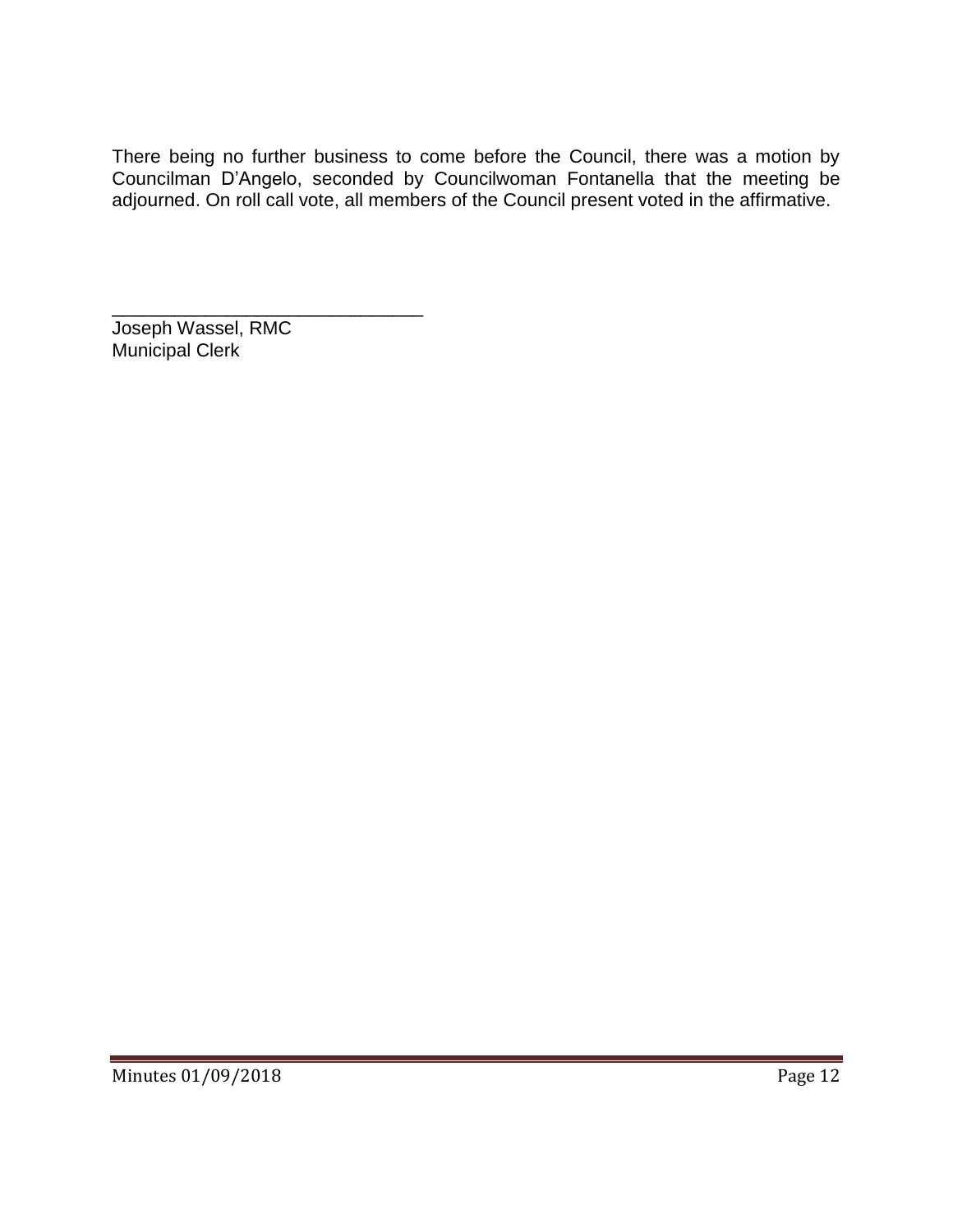There being no further business to come before the Council, there was a motion by Councilman D'Angelo, seconded by Councilwoman Fontanella that the meeting be adjourned. On roll call vote, all members of the Council present voted in the affirmative.

_______________________________

Joseph Wassel, RMC
Municipal Clerk